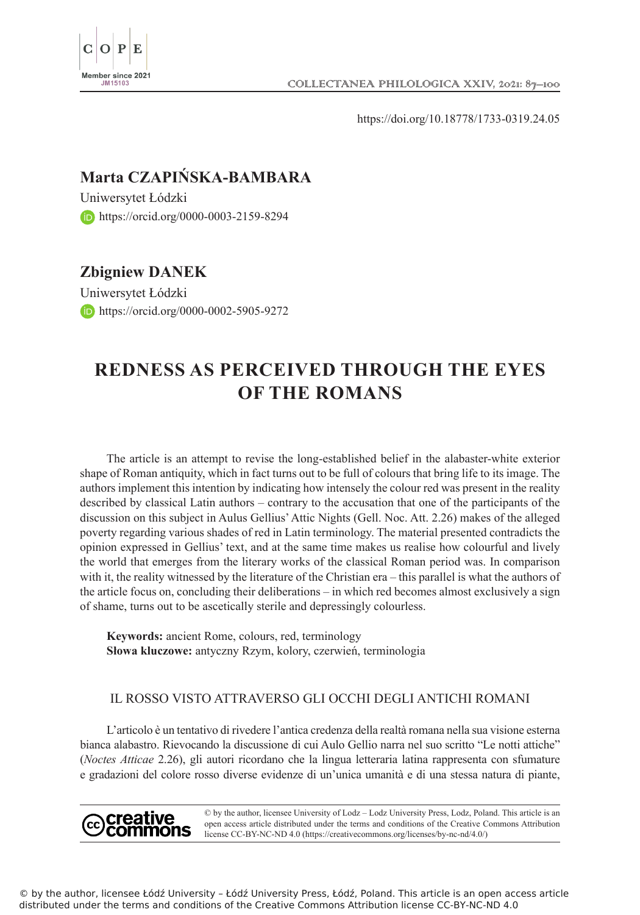https://doi.org/10.18778/1733-0319.24.05

**Marta CZAPIŃSKA-BAMBARA**

Uniwersytet Łódzki

https://orcid.org/0000-0003-2159-8294

**Zbigniew DANEK**

Uniwersytet Łódzki

https://orcid.org/0000-0002-5905-9272

# REDNESS AS PERCEIVED THROUGH THE EYES OF THE ROMANS

The article is an attempt to revise the long-established belief in the alabaster-white exterior shape of Roman antiquity, which in fact turns out to be full of colours that bring life to its image. The authors implement this intention by indicating how intensely the colour red was present in the reality described by classical Latin authors – contrary to the accusation that one of the participants of the discussion on this subject in Aulus Gellius' Attic Nights (Gell. Noc. Att. 2.26) makes of the alleged poverty regarding various shades of red in Latin terminology. The material presented contradicts the opinion expressed in Gellius' text, and at the same time makes us realise how colourful and lively the world that emerges from the literary works of the classical Roman period was. In comparison with it, the reality witnessed by the literature of the Christian era – this parallel is what the authors of the article focus on, concluding their deliberations – in which red becomes almost exclusively a sign of shame, turns out to be ascetically sterile and depressingly colourless.

**Keywords:** ancient Rome, colours, red, terminology
**Słowa kluczowe:** antyczny Rzym, kolory, czerwień, terminologia

IL ROSSO VISTO ATTRAVERSO GLI OCCHI DEGLI ANTICHI ROMANI

L'articolo è un tentativo di rivedere l'antica credenza della realtà romana nella sua visione esterna bianca alabastro. Rievocando la discussione di cui Aulo Gellio narra nel suo scritto "Le notti attiche" (*Noctes Atticae* 2.26), gli autori ricordano che la lingua letteraria latina rappresenta con sfumature e gradazioni del colore rosso diverse evidenze di un'unica umanità e di una stessa natura di piante,

© by the author, licensee University of Lodz – Lodz University Press, Lodz, Poland. This article is an open access article distributed under the terms and conditions of the Creative Commons Attribution license CC-BY-NC-ND 4.0 (https://creativecommons.org/licenses/by-nc-nd/4.0/)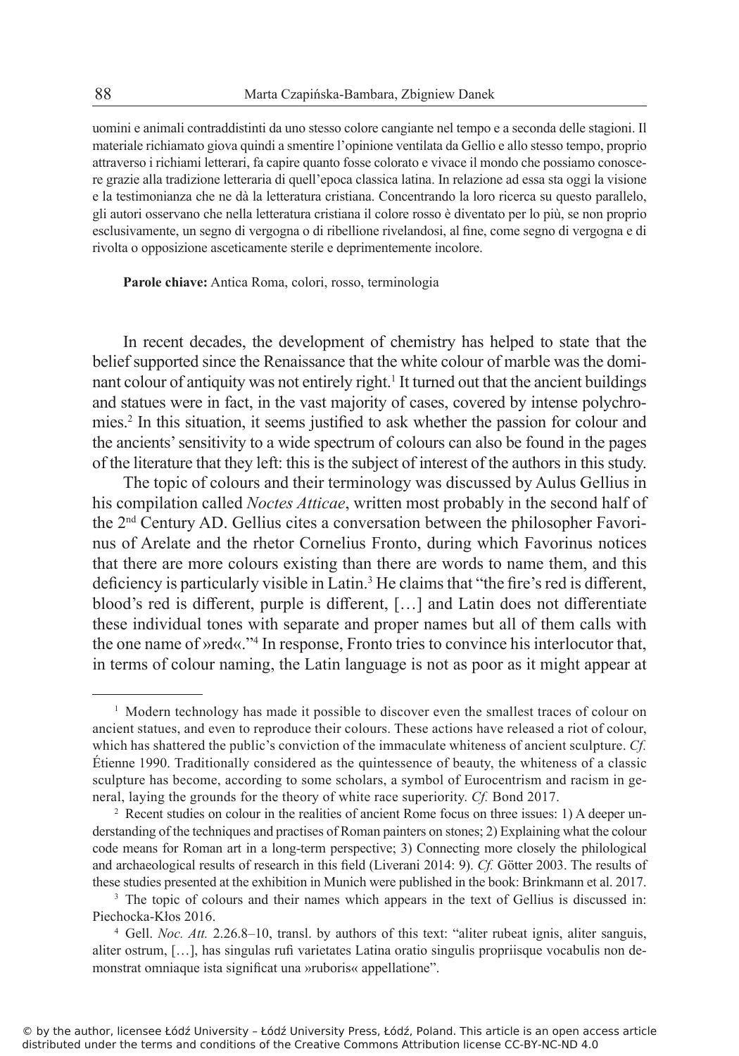uomini e animali contraddistinti da uno stesso colore cangiante nel tempo e a seconda delle stagioni. Il materiale richiamato giova quindi a smentire l'opinione ventilata da Gellio e allo stesso tempo, proprio attraverso i richiami letterari, fa capire quanto fosse colorato e vivace il mondo che possiamo conoscere grazie alla tradizione letteraria di quell'epoca classica latina. In relazione ad essa sta oggi la visione e la testimonianza che ne dà la letteratura cristiana. Concentrando la loro ricerca su questo parallelo, gli autori osservano che nella letteratura cristiana il colore rosso è diventato per lo più, se non proprio esclusivamente, un segno di vergogna o di ribellione rivelandosi, al fine, come segno di vergogna e di rivolta o opposizione asceticamente sterile e deprimentemente incolore.

**Parole chiave:** Antica Roma, colori, rosso, terminologia

In recent decades, the development of chemistry has helped to state that the belief supported since the Renaissance that the white colour of marble was the dominant colour of antiquity was not entirely right.[1] It turned out that the ancient buildings and statues were in fact, in the vast majority of cases, covered by intense polychromies.[2] In this situation, it seems justified to ask whether the passion for colour and the ancients' sensitivity to a wide spectrum of colours can also be found in the pages of the literature that they left: this is the subject of interest of the authors in this study.

The topic of colours and their terminology was discussed by Aulus Gellius in his compilation called *Noctes Atticae*, written most probably in the second half of the 2nd Century AD. Gellius cites a conversation between the philosopher Favorinus of Arelate and the rhetor Cornelius Fronto, during which Favorinus notices that there are more colours existing than there are words to name them, and this deficiency is particularly visible in Latin.[3] He claims that "the fire's red is different, blood's red is different, purple is different, […] and Latin does not differentiate these individual tones with separate and proper names but all of them calls with the one name of »red«."[4] In response, Fronto tries to convince his interlocutor that, in terms of colour naming, the Latin language is not as poor as it might appear at

---

[1] Modern technology has made it possible to discover even the smallest traces of colour on ancient statues, and even to reproduce their colours. These actions have released a riot of colour, which has shattered the public's conviction of the immaculate whiteness of ancient sculpture. *Cf.* Étienne 1990. Traditionally considered as the quintessence of beauty, the whiteness of a classic sculpture has become, according to some scholars, a symbol of Eurocentrism and racism in general, laying the grounds for the theory of white race superiority. *Cf.* Bond 2017.

[2] Recent studies on colour in the realities of ancient Rome focus on three issues: 1) A deeper understanding of the techniques and practises of Roman painters on stones; 2) Explaining what the colour code means for Roman art in a long-term perspective; 3) Connecting more closely the philological and archaeological results of research in this field (Liverani 2014: 9). *Cf.* Götter 2003. The results of these studies presented at the exhibition in Munich were published in the book: Brinkmann et al. 2017.

[3] The topic of colours and their names which appears in the text of Gellius is discussed in: Piechocka-Kłos 2016.

[4] Gell. *Noc. Att.* 2.26.8–10, transl. by authors of this text: "aliter rubeat ignis, aliter sanguis, aliter ostrum, […], has singulas rufi varietates Latina oratio singulis propriisque vocabulis non demonstrat omniaque ista significat una »ruboris« appellatione".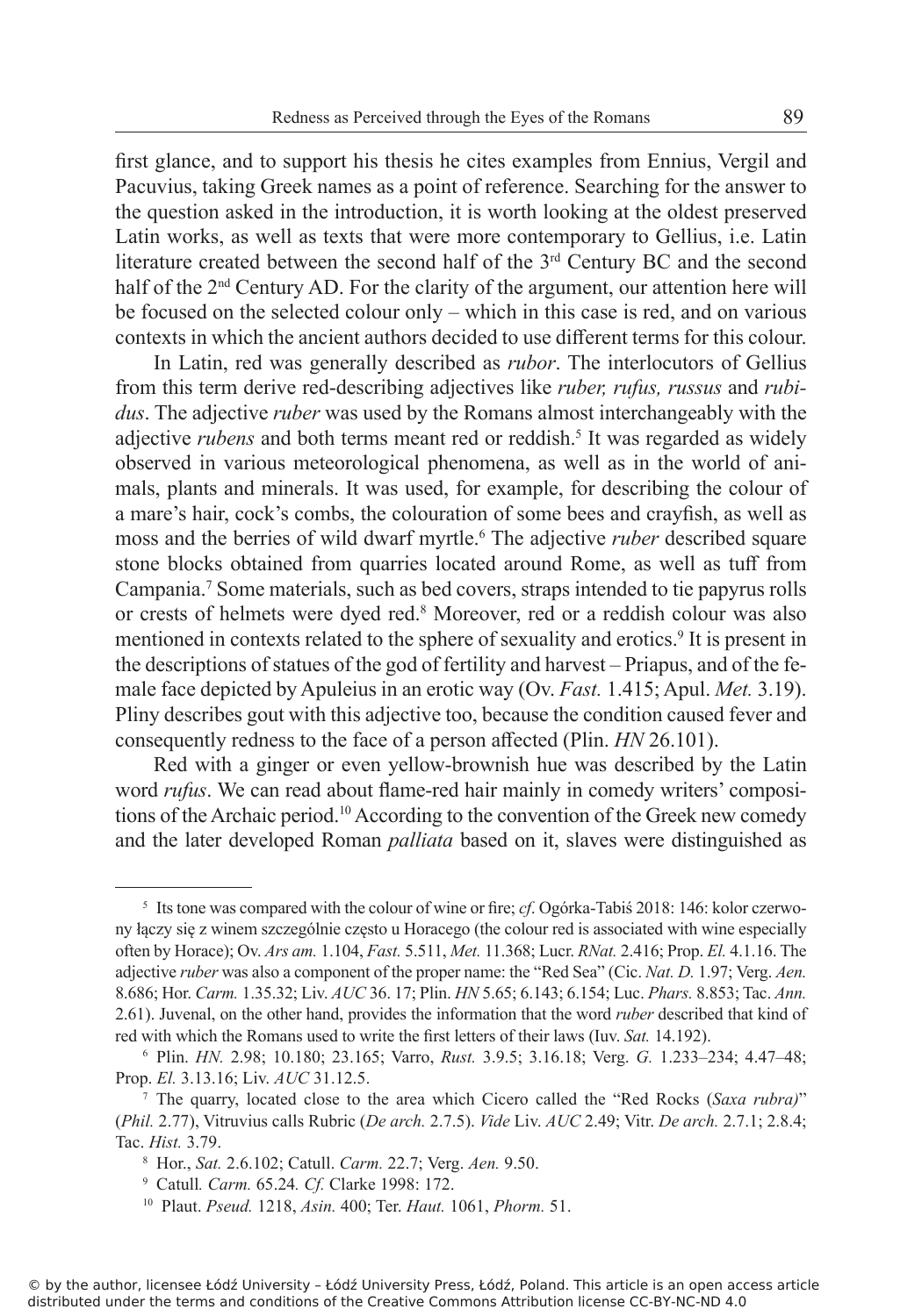first glance, and to support his thesis he cites examples from Ennius, Vergil and Pacuvius, taking Greek names as a point of reference. Searching for the answer to the question asked in the introduction, it is worth looking at the oldest preserved Latin works, as well as texts that were more contemporary to Gellius, i.e. Latin literature created between the second half of the 3rd Century BC and the second half of the 2nd Century AD. For the clarity of the argument, our attention here will be focused on the selected colour only – which in this case is red, and on various contexts in which the ancient authors decided to use different terms for this colour.

In Latin, red was generally described as *rubor*. The interlocutors of Gellius from this term derive red-describing adjectives like *ruber, rufus, russus* and *rubidus*. The adjective *ruber* was used by the Romans almost interchangeably with the adjective *rubens* and both terms meant red or reddish.[5] It was regarded as widely observed in various meteorological phenomena, as well as in the world of animals, plants and minerals. It was used, for example, for describing the colour of a mare's hair, cock's combs, the colouration of some bees and crayfish, as well as moss and the berries of wild dwarf myrtle.[6] The adjective *ruber* described square stone blocks obtained from quarries located around Rome, as well as tuff from Campania.[7] Some materials, such as bed covers, straps intended to tie papyrus rolls or crests of helmets were dyed red.[8] Moreover, red or a reddish colour was also mentioned in contexts related to the sphere of sexuality and erotics.[9] It is present in the descriptions of statues of the god of fertility and harvest – Priapus, and of the female face depicted by Apuleius in an erotic way (Ov. *Fast.* 1.415; Apul. *Met.* 3.19). Pliny describes gout with this adjective too, because the condition caused fever and consequently redness to the face of a person affected (Plin. *HN* 26.101).

Red with a ginger or even yellow-brownish hue was described by the Latin word *rufus*. We can read about flame-red hair mainly in comedy writers' compositions of the Archaic period.[10] According to the convention of the Greek new comedy and the later developed Roman *palliata* based on it, slaves were distinguished as

---

[5] Its tone was compared with the colour of wine or fire; *cf*. Ogórka-Tabiś 2018: 146: kolor czerwony łączy się z winem szczególnie często u Horacego (the colour red is associated with wine especially often by Horace); Ov. *Ars am.* 1.104, *Fast.* 5.511, *Met.* 11.368; Lucr. *RNat.* 2.416; Prop. *El.* 4.1.16. The adjective *ruber* was also a component of the proper name: the "Red Sea" (Cic. *Nat. D.* 1.97; Verg. *Aen.* 8.686; Hor. *Carm.* 1.35.32; Liv. *AUC* 36. 17; Plin. *HN* 5.65; 6.143; 6.154; Luc. *Phars.* 8.853; Tac. *Ann.* 2.61). Juvenal, on the other hand, provides the information that the word *ruber* described that kind of red with which the Romans used to write the first letters of their laws (Iuv. *Sat.* 14.192).

[6] Plin. *HN.* 2.98; 10.180; 23.165; Varro, *Rust.* 3.9.5; 3.16.18; Verg. *G.* 1.233–234; 4.47–48; Prop. *El.* 3.13.16; Liv. *AUC* 31.12.5.

[7] The quarry, located close to the area which Cicero called the "Red Rocks (*Saxa rubra)*" (*Phil.* 2.77), Vitruvius calls Rubric (*De arch.* 2.7.5). *Vide* Liv. *AUC* 2.49; Vitr. *De arch.* 2.7.1; 2.8.4; Tac. *Hist.* 3.79.

[8] Hor., *Sat.* 2.6.102; Catull. *Carm.* 22.7; Verg. *Aen.* 9.50.

[9] Catull*. Carm.* 65.24*. Cf.* Clarke 1998: 172.

[10] Plaut. *Pseud.* 1218, *Asin.* 400; Ter. *Haut.* 1061, *Phorm.* 51.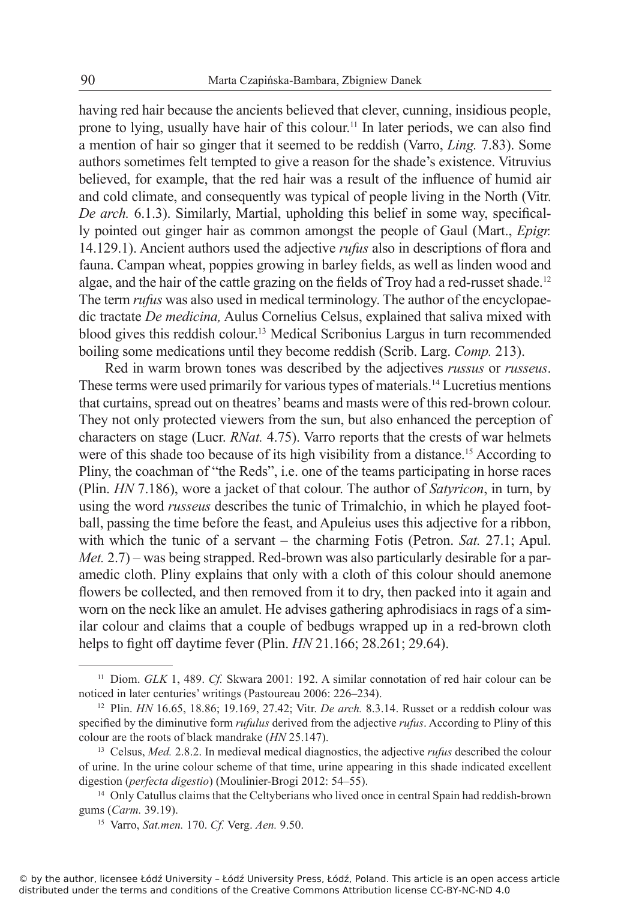having red hair because the ancients believed that clever, cunning, insidious people, prone to lying, usually have hair of this colour.[11] In later periods, we can also find a mention of hair so ginger that it seemed to be reddish (Varro, *Ling.* 7.83). Some authors sometimes felt tempted to give a reason for the shade's existence. Vitruvius believed, for example, that the red hair was a result of the influence of humid air and cold climate, and consequently was typical of people living in the North (Vitr. *De arch.* 6.1.3). Similarly, Martial, upholding this belief in some way, specifically pointed out ginger hair as common amongst the people of Gaul (Mart., *Epigr.* 14.129.1). Ancient authors used the adjective *rufus* also in descriptions of flora and fauna. Campan wheat, poppies growing in barley fields, as well as linden wood and algae, and the hair of the cattle grazing on the fields of Troy had a red-russet shade.[12] The term *rufus* was also used in medical terminology. The author of the encyclopaedic tractate *De medicina,* Aulus Cornelius Celsus, explained that saliva mixed with blood gives this reddish colour.[13] Medical Scribonius Largus in turn recommended boiling some medications until they become reddish (Scrib. Larg. *Comp.* 213).

Red in warm brown tones was described by the adjectives *russus* or *russeus*. These terms were used primarily for various types of materials.[14] Lucretius mentions that curtains, spread out on theatres' beams and masts were of this red-brown colour. They not only protected viewers from the sun, but also enhanced the perception of characters on stage (Lucr. *RNat.* 4.75). Varro reports that the crests of war helmets were of this shade too because of its high visibility from a distance.[15] According to Pliny, the coachman of "the Reds", i.e. one of the teams participating in horse races (Plin. *HN* 7.186), wore a jacket of that colour. The author of *Satyricon*, in turn, by using the word *russeus* describes the tunic of Trimalchio, in which he played football, passing the time before the feast, and Apuleius uses this adjective for a ribbon, with which the tunic of a servant – the charming Fotis (Petron. *Sat.* 27.1; Apul. *Met.* 2.7) – was being strapped. Red-brown was also particularly desirable for a paramedic cloth. Pliny explains that only with a cloth of this colour should anemone flowers be collected, and then removed from it to dry, then packed into it again and worn on the neck like an amulet. He advises gathering aphrodisiacs in rags of a similar colour and claims that a couple of bedbugs wrapped up in a red-brown cloth helps to fight off daytime fever (Plin. *HN* 21.166; 28.261; 29.64).

---

[11] Diom. *GLK* 1, 489. *Cf.* Skwara 2001: 192. A similar connotation of red hair colour can be noticed in later centuries' writings (Pastoureau 2006: 226–234).

[12] Plin. *HN* 16.65, 18.86; 19.169, 27.42; Vitr. *De arch.* 8.3.14. Russet or a reddish colour was specified by the diminutive form *rufulus* derived from the adjective *rufus*. According to Pliny of this colour are the roots of black mandrake (*HN* 25.147).

[13] Celsus, *Med.* 2.8.2. In medieval medical diagnostics, the adjective *rufus* described the colour of urine. In the urine colour scheme of that time, urine appearing in this shade indicated excellent digestion (*perfecta digestio*) (Moulinier-Brogi 2012: 54–55).

[14] Only Catullus claims that the Celtyberians who lived once in central Spain had reddish-brown gums (*Carm.* 39.19).

[15] Varro, *Sat.men.* 170. *Cf.* Verg. *Aen.* 9.50.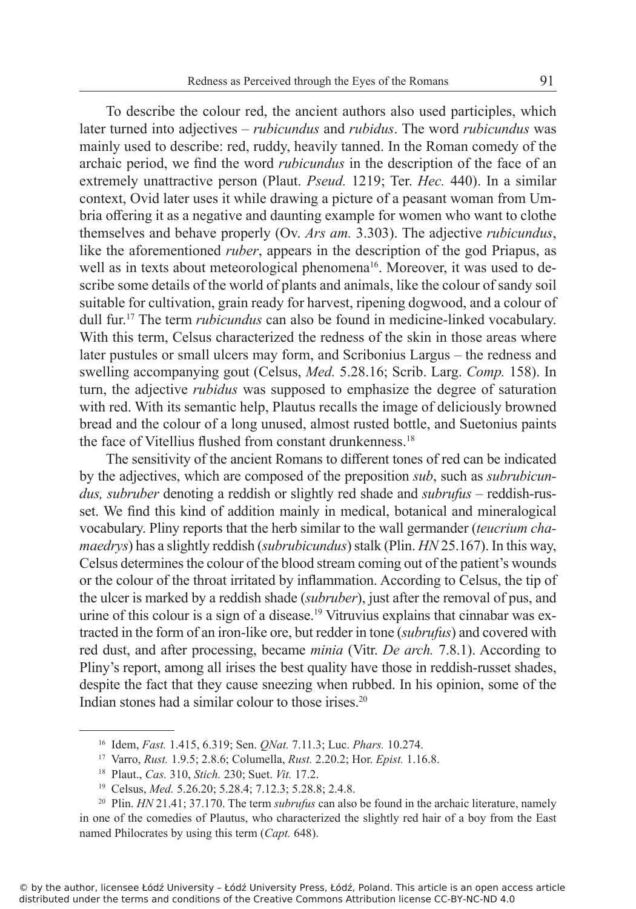To describe the colour red, the ancient authors also used participles, which later turned into adjectives – *rubicundus* and *rubidus*. The word *rubicundus* was mainly used to describe: red, ruddy, heavily tanned. In the Roman comedy of the archaic period, we find the word *rubicundus* in the description of the face of an extremely unattractive person (Plaut. *Pseud.* 1219; Ter. *Hec.* 440). In a similar context, Ovid later uses it while drawing a picture of a peasant woman from Umbria offering it as a negative and daunting example for women who want to clothe themselves and behave properly (Ov. *Ars am.* 3.303). The adjective *rubicundus*, like the aforementioned *ruber*, appears in the description of the god Priapus, as well as in texts about meteorological phenomena[16]. Moreover, it was used to describe some details of the world of plants and animals, like the colour of sandy soil suitable for cultivation, grain ready for harvest, ripening dogwood, and a colour of dull fur.[17] The term *rubicundus* can also be found in medicine-linked vocabulary. With this term, Celsus characterized the redness of the skin in those areas where later pustules or small ulcers may form, and Scribonius Largus – the redness and swelling accompanying gout (Celsus, *Med.* 5.28.16; Scrib. Larg. *Comp.* 158). In turn, the adjective *rubidus* was supposed to emphasize the degree of saturation with red. With its semantic help, Plautus recalls the image of deliciously browned bread and the colour of a long unused, almost rusted bottle, and Suetonius paints the face of Vitellius flushed from constant drunkenness.[18]

The sensitivity of the ancient Romans to different tones of red can be indicated by the adjectives, which are composed of the preposition *sub*, such as *subrubicundus, subruber* denoting a reddish or slightly red shade and *subrufus* – reddish-russet. We find this kind of addition mainly in medical, botanical and mineralogical vocabulary. Pliny reports that the herb similar to the wall germander (*teucrium chamaedrys*) has a slightly reddish (*subrubicundus*) stalk (Plin. *HN* 25.167). In this way, Celsus determines the colour of the blood stream coming out of the patient's wounds or the colour of the throat irritated by inflammation. According to Celsus, the tip of the ulcer is marked by a reddish shade (*subruber*), just after the removal of pus, and urine of this colour is a sign of a disease.[19] Vitruvius explains that cinnabar was extracted in the form of an iron-like ore, but redder in tone (*subrufus*) and covered with red dust, and after processing, became *minia* (Vitr. *De arch.* 7.8.1). According to Pliny's report, among all irises the best quality have those in reddish-russet shades, despite the fact that they cause sneezing when rubbed. In his opinion, some of the Indian stones had a similar colour to those irises.[20]

---

[16] Idem, *Fast.* 1.415, 6.319; Sen. *QNat.* 7.11.3; Luc. *Phars.* 10.274.

[17] Varro, *Rust.* 1.9.5; 2.8.6; Columella, *Rust.* 2.20.2; Hor. *Epist.* 1.16.8.

[18] Plaut., *Cas.* 310, *Stich.* 230; Suet. *Vit.* 17.2.

[19] Celsus, *Med.* 5.26.20; 5.28.4; 7.12.3; 5.28.8; 2.4.8.

[20] Plin. *HN* 21.41; 37.170. The term *subrufus* can also be found in the archaic literature, namely in one of the comedies of Plautus, who characterized the slightly red hair of a boy from the East named Philocrates by using this term (*Capt.* 648).

© by the author, licensee Łódź University – Łódź University Press, Łódź, Poland. This article is an open access article distributed under the terms and conditions of the Creative Commons Attribution license CC-BY-NC-ND 4.0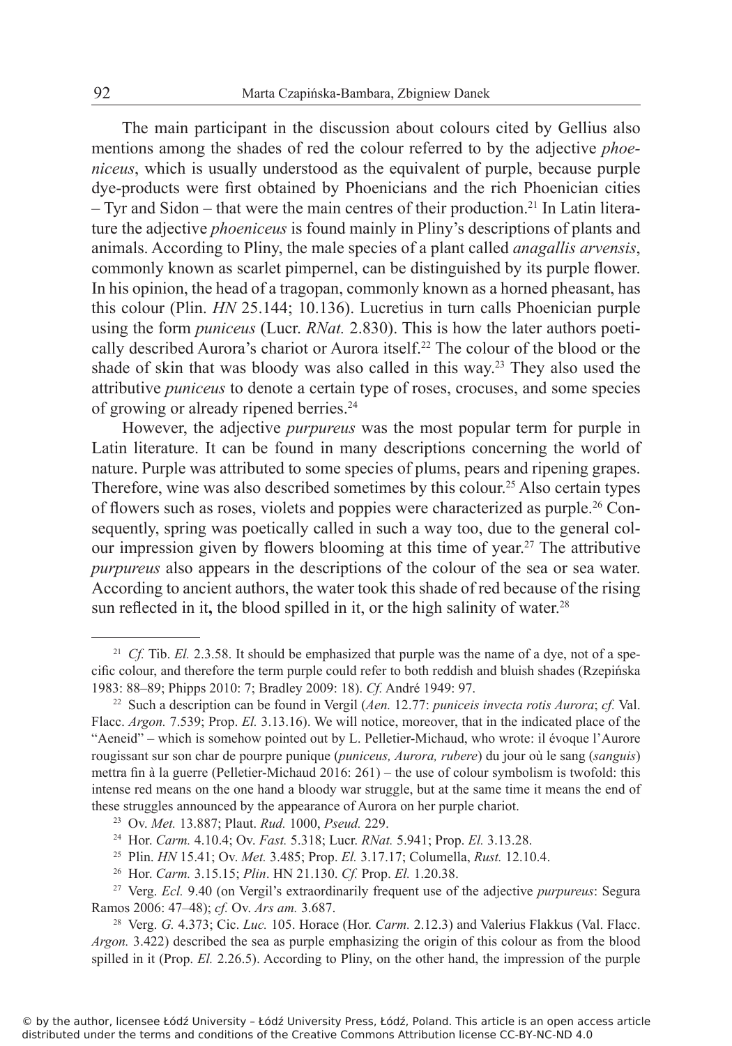The main participant in the discussion about colours cited by Gellius also mentions among the shades of red the colour referred to by the adjective *phoeniceus*, which is usually understood as the equivalent of purple, because purple dye-products were first obtained by Phoenicians and the rich Phoenician cities – Tyr and Sidon – that were the main centres of their production.[21] In Latin literature the adjective *phoeniceus* is found mainly in Pliny's descriptions of plants and animals. According to Pliny, the male species of a plant called *anagallis arvensis*, commonly known as scarlet pimpernel, can be distinguished by its purple flower. In his opinion, the head of a tragopan, commonly known as a horned pheasant, has this colour (Plin. *HN* 25.144; 10.136). Lucretius in turn calls Phoenician purple using the form *puniceus* (Lucr. *RNat.* 2.830). This is how the later authors poetically described Aurora's chariot or Aurora itself.[22] The colour of the blood or the shade of skin that was bloody was also called in this way.[23] They also used the attributive *puniceus* to denote a certain type of roses, crocuses, and some species of growing or already ripened berries.[24]

However, the adjective *purpureus* was the most popular term for purple in Latin literature. It can be found in many descriptions concerning the world of nature. Purple was attributed to some species of plums, pears and ripening grapes. Therefore, wine was also described sometimes by this colour.[25] Also certain types of flowers such as roses, violets and poppies were characterized as purple.[26] Consequently, spring was poetically called in such a way too, due to the general colour impression given by flowers blooming at this time of year.[27] The attributive *purpureus* also appears in the descriptions of the colour of the sea or sea water. According to ancient authors, the water took this shade of red because of the rising sun reflected in it**,** the blood spilled in it, or the high salinity of water.[28]

---

[21] *Cf.* Tib. *El.* 2.3.58. It should be emphasized that purple was the name of a dye, not of a specific colour, and therefore the term purple could refer to both reddish and bluish shades (Rzepińska 1983: 88–89; Phipps 2010: 7; Bradley 2009: 18). *Cf.* André 1949: 97.

[22] Such a description can be found in Vergil (*Aen.* 12.77: *puniceis invecta rotis Aurora*; *cf.* Val. Flacc. *Argon.* 7.539; Prop. *El.* 3.13.16). We will notice, moreover, that in the indicated place of the "Aeneid" – which is somehow pointed out by L. Pelletier-Michaud, who wrote: il évoque l'Aurore rougissant sur son char de pourpre punique (*puniceus, Aurora, rubere*) du jour où le sang (*sanguis*) mettra fin à la guerre (Pelletier-Michaud 2016: 261) – the use of colour symbolism is twofold: this intense red means on the one hand a bloody war struggle, but at the same time it means the end of these struggles announced by the appearance of Aurora on her purple chariot.

[23] Ov. *Met.* 13.887; Plaut. *Rud.* 1000, *Pseud.* 229.

[24] Hor. *Carm.* 4.10.4; Ov. *Fast.* 5.318; Lucr. *RNat.* 5.941; Prop. *El.* 3.13.28.

[25] Plin. *HN* 15.41; Ov. *Met.* 3.485; Prop. *El.* 3.17.17; Columella, *Rust.* 12.10.4.

[26] Hor. *Carm.* 3.15.15; *Plin*. HN 21.130. *Cf.* Prop. *El.* 1.20.38.

[27] Verg. *Ecl.* 9.40 (on Vergil's extraordinarily frequent use of the adjective *purpureus*: Segura Ramos 2006: 47–48); *cf.* Ov. *Ars am.* 3.687.

[28] Verg. *G.* 4.373; Cic. *Luc.* 105. Horace (Hor. *Carm.* 2.12.3) and Valerius Flakkus (Val. Flacc. *Argon.* 3.422) described the sea as purple emphasizing the origin of this colour as from the blood spilled in it (Prop. *El.* 2.26.5). According to Pliny, on the other hand, the impression of the purple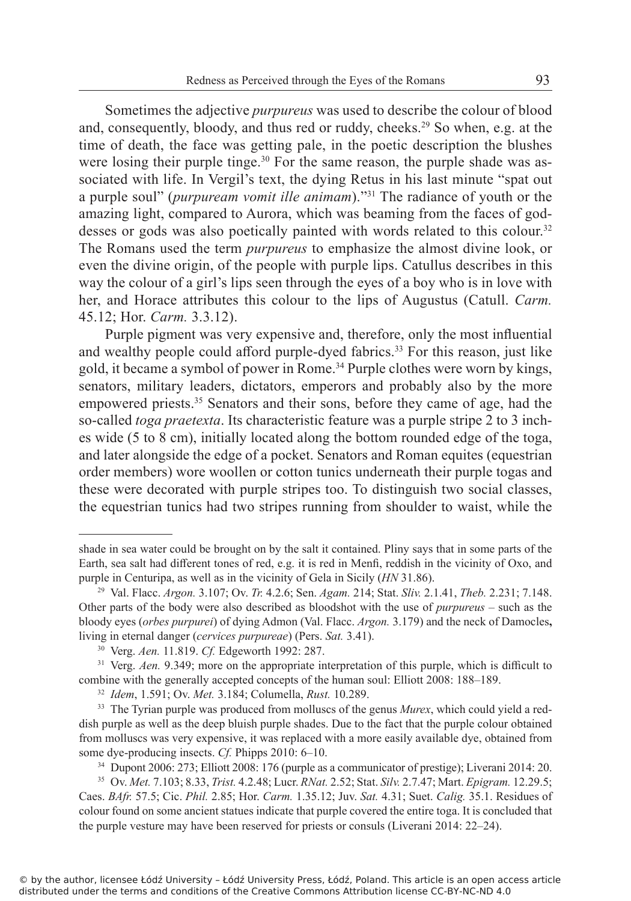Sometimes the adjective *purpureus* was used to describe the colour of blood and, consequently, bloody, and thus red or ruddy, cheeks.[29] So when, e.g. at the time of death, the face was getting pale, in the poetic description the blushes were losing their purple tinge.[30] For the same reason, the purple shade was associated with life. In Vergil's text, the dying Retus in his last minute "spat out a purple soul" (*purpuream vomit ille animam*)."[31] The radiance of youth or the amazing light, compared to Aurora, which was beaming from the faces of goddesses or gods was also poetically painted with words related to this colour.[32] The Romans used the term *purpureus* to emphasize the almost divine look, or even the divine origin, of the people with purple lips. Catullus describes in this way the colour of a girl's lips seen through the eyes of a boy who is in love with her, and Horace attributes this colour to the lips of Augustus (Catull. *Carm.* 45.12; Hor. *Carm.* 3.3.12).

Purple pigment was very expensive and, therefore, only the most influential and wealthy people could afford purple-dyed fabrics.[33] For this reason, just like gold, it became a symbol of power in Rome.[34] Purple clothes were worn by kings, senators, military leaders, dictators, emperors and probably also by the more empowered priests.[35] Senators and their sons, before they came of age, had the so-called *toga praetexta*. Its characteristic feature was a purple stripe 2 to 3 inches wide (5 to 8 cm), initially located along the bottom rounded edge of the toga, and later alongside the edge of a pocket. Senators and Roman equites (equestrian order members) wore woollen or cotton tunics underneath their purple togas and these were decorated with purple stripes too. To distinguish two social classes, the equestrian tunics had two stripes running from shoulder to waist, while the

---

shade in sea water could be brought on by the salt it contained. Pliny says that in some parts of the Earth, sea salt had different tones of red, e.g. it is red in Menfi, reddish in the vicinity of Oxo, and purple in Centuripa, as well as in the vicinity of Gela in Sicily (*HN* 31.86).

[29] Val. Flacc. *Argon.* 3.107; Ov. *Tr.* 4.2.6; Sen. *Agam.* 214; Stat. *Sliv.* 2.1.41, *Theb.* 2.231; 7.148. Other parts of the body were also described as bloodshot with the use of *purpureus* – such as the bloody eyes (*orbes purpurei*) of dying Admon (Val. Flacc. *Argon.* 3.179) and the neck of Damocles**,** living in eternal danger (*cervices purpureae*) (Pers. *Sat.* 3.41).

[30] Verg. *Aen.* 11.819. *Cf.* Edgeworth 1992: 287.

[31] Verg. *Aen.* 9.349; more on the appropriate interpretation of this purple, which is difficult to combine with the generally accepted concepts of the human soul: Elliott 2008: 188–189.

[32] *Idem*, 1.591; Ov. *Met.* 3.184; Columella, *Rust.* 10.289.

[33] The Tyrian purple was produced from molluscs of the genus *Murex*, which could yield a reddish purple as well as the deep bluish purple shades. Due to the fact that the purple colour obtained from molluscs was very expensive, it was replaced with a more easily available dye, obtained from some dye-producing insects. *Cf.* Phipps 2010: 6–10.

[34] Dupont 2006: 273; Elliott 2008: 176 (purple as a communicator of prestige); Liverani 2014: 20.

[35] Ov. *Met.* 7.103; 8.33, *Trist.* 4.2.48; Lucr. *RNat.* 2.52; Stat. *Silv.* 2.7.47; Mart. *Epigram.* 12.29.5; Caes. *BAfr.* 57.5; Cic. *Phil.* 2.85; Hor. *Carm.* 1.35.12; Juv. *Sat.* 4.31; Suet. *Calig.* 35.1. Residues of colour found on some ancient statues indicate that purple covered the entire toga. It is concluded that the purple vesture may have been reserved for priests or consuls (Liverani 2014: 22–24).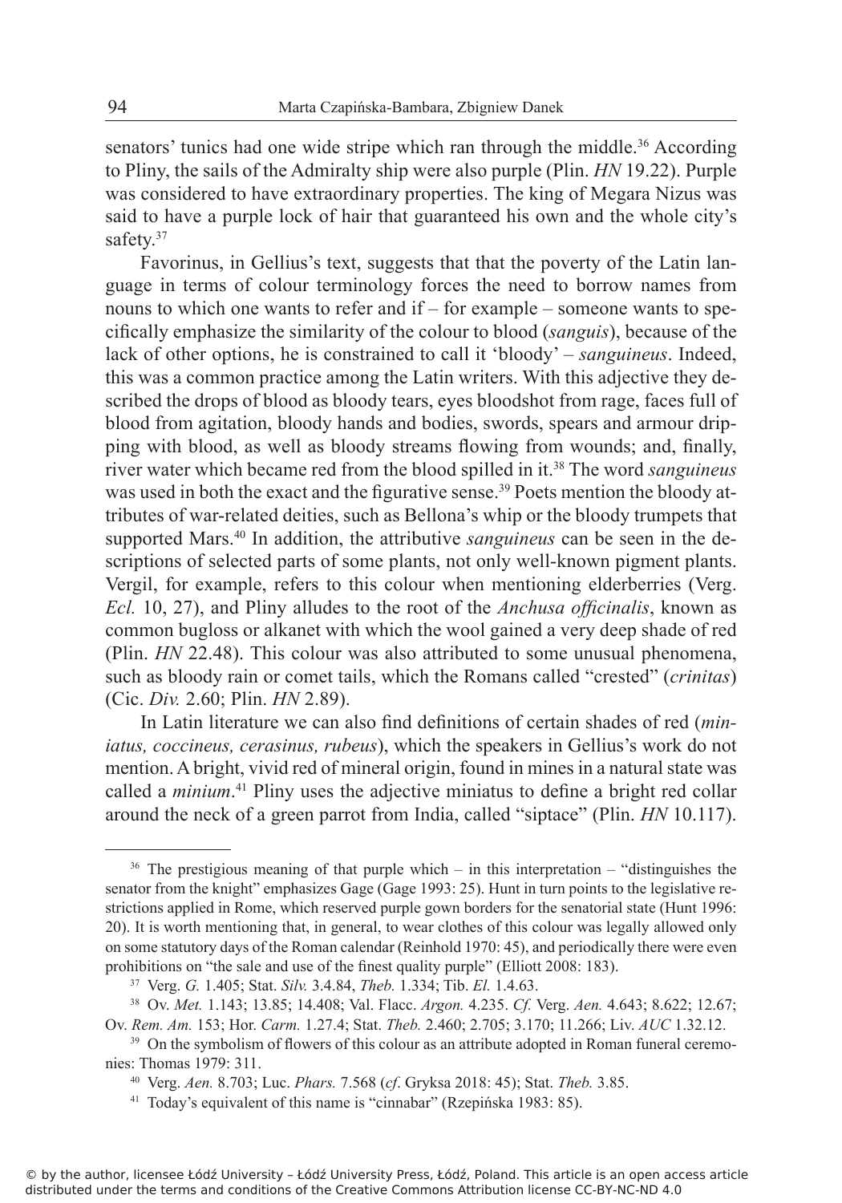senators' tunics had one wide stripe which ran through the middle.[36] According to Pliny, the sails of the Admiralty ship were also purple (Plin. *HN* 19.22). Purple was considered to have extraordinary properties. The king of Megara Nizus was said to have a purple lock of hair that guaranteed his own and the whole city's safety.[37]

Favorinus, in Gellius's text, suggests that that the poverty of the Latin language in terms of colour terminology forces the need to borrow names from nouns to which one wants to refer and if – for example – someone wants to specifically emphasize the similarity of the colour to blood (*sanguis*), because of the lack of other options, he is constrained to call it 'bloody' – *sanguineus*. Indeed, this was a common practice among the Latin writers. With this adjective they described the drops of blood as bloody tears, eyes bloodshot from rage, faces full of blood from agitation, bloody hands and bodies, swords, spears and armour dripping with blood, as well as bloody streams flowing from wounds; and, finally, river water which became red from the blood spilled in it.[38] The word *sanguineus* was used in both the exact and the figurative sense.[39] Poets mention the bloody attributes of war-related deities, such as Bellona's whip or the bloody trumpets that supported Mars.[40] In addition, the attributive *sanguineus* can be seen in the descriptions of selected parts of some plants, not only well-known pigment plants. Vergil, for example, refers to this colour when mentioning elderberries (Verg. *Ecl.* 10, 27), and Pliny alludes to the root of the *Anchusa officinalis*, known as common bugloss or alkanet with which the wool gained a very deep shade of red (Plin. *HN* 22.48). This colour was also attributed to some unusual phenomena, such as bloody rain or comet tails, which the Romans called "crested" (*crinitas*) (Cic. *Div.* 2.60; Plin. *HN* 2.89).

In Latin literature we can also find definitions of certain shades of red (*miniatus, coccineus, cerasinus, rubeus*), which the speakers in Gellius's work do not mention. A bright, vivid red of mineral origin, found in mines in a natural state was called a *minium*.[41] Pliny uses the adjective miniatus to define a bright red collar around the neck of a green parrot from India, called "siptace" (Plin. *HN* 10.117).

---

[36] The prestigious meaning of that purple which – in this interpretation – "distinguishes the senator from the knight" emphasizes Gage (Gage 1993: 25). Hunt in turn points to the legislative restrictions applied in Rome, which reserved purple gown borders for the senatorial state (Hunt 1996: 20). It is worth mentioning that, in general, to wear clothes of this colour was legally allowed only on some statutory days of the Roman calendar (Reinhold 1970: 45), and periodically there were even prohibitions on "the sale and use of the finest quality purple" (Elliott 2008: 183).

[37] Verg. *G.* 1.405; Stat. *Silv.* 3.4.84, *Theb.* 1.334; Tib. *El.* 1.4.63.

[38] Ov. *Met.* 1.143; 13.85; 14.408; Val. Flacc. *Argon.* 4.235. *Cf.* Verg. *Aen.* 4.643; 8.622; 12.67; Ov. *Rem. Am.* 153; Hor. *Carm.* 1.27.4; Stat. *Theb.* 2.460; 2.705; 3.170; 11.266; Liv. *AUC* 1.32.12.

[39] On the symbolism of flowers of this colour as an attribute adopted in Roman funeral ceremonies: Thomas 1979: 311.

[40] Verg. *Aen.* 8.703; Luc. *Phars.* 7.568 (*cf*. Gryksa 2018: 45); Stat. *Theb.* 3.85.

[41] Today's equivalent of this name is "cinnabar" (Rzepińska 1983: 85).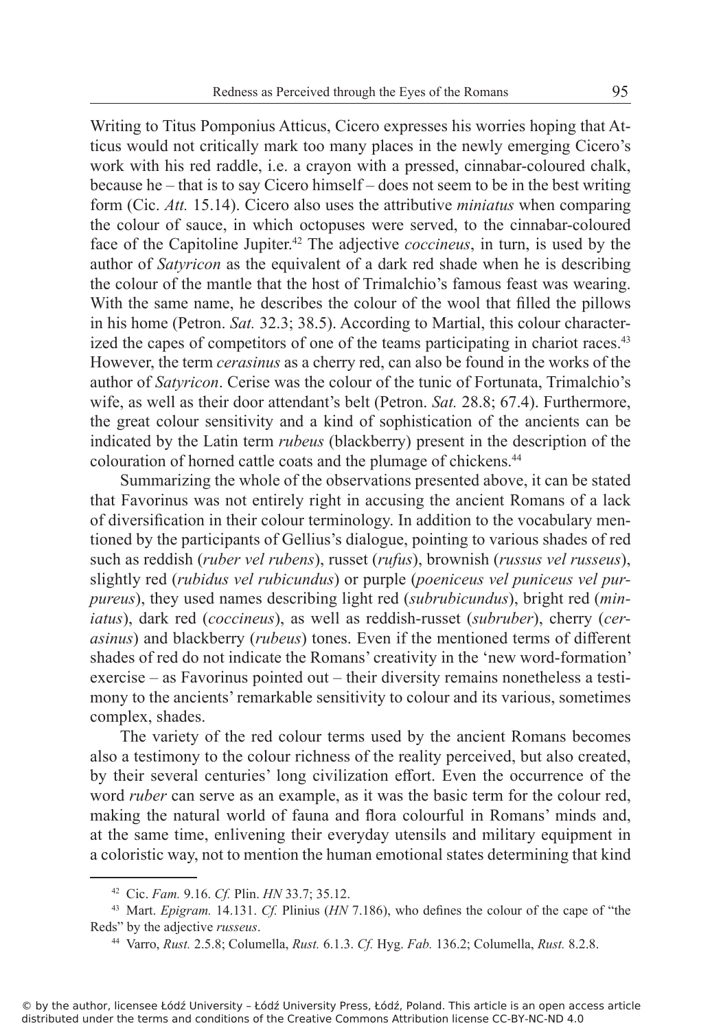Writing to Titus Pomponius Atticus, Cicero expresses his worries hoping that Atticus would not critically mark too many places in the newly emerging Cicero's work with his red raddle, i.e. a crayon with a pressed, cinnabar-coloured chalk, because he – that is to say Cicero himself – does not seem to be in the best writing form (Cic. *Att.* 15.14). Cicero also uses the attributive *miniatus* when comparing the colour of sauce, in which octopuses were served, to the cinnabar-coloured face of the Capitoline Jupiter.[42] The adjective *coccineus*, in turn, is used by the author of *Satyricon* as the equivalent of a dark red shade when he is describing the colour of the mantle that the host of Trimalchio's famous feast was wearing. With the same name, he describes the colour of the wool that filled the pillows in his home (Petron. *Sat.* 32.3; 38.5). According to Martial, this colour characterized the capes of competitors of one of the teams participating in chariot races.[43] However, the term *cerasinus* as a cherry red, can also be found in the works of the author of *Satyricon*. Cerise was the colour of the tunic of Fortunata, Trimalchio's wife, as well as their door attendant's belt (Petron. *Sat.* 28.8; 67.4). Furthermore, the great colour sensitivity and a kind of sophistication of the ancients can be indicated by the Latin term *rubeus* (blackberry) present in the description of the colouration of horned cattle coats and the plumage of chickens.[44]

Summarizing the whole of the observations presented above, it can be stated that Favorinus was not entirely right in accusing the ancient Romans of a lack of diversification in their colour terminology. In addition to the vocabulary mentioned by the participants of Gellius's dialogue, pointing to various shades of red such as reddish (*ruber vel rubens*), russet (*rufus*), brownish (*russus vel russeus*), slightly red (*rubidus vel rubicundus*) or purple (*poeniceus vel puniceus vel purpureus*), they used names describing light red (*subrubicundus*), bright red (*miniatus*), dark red (*coccineus*), as well as reddish-russet (*subruber*), cherry (*cerasinus*) and blackberry (*rubeus*) tones. Even if the mentioned terms of different shades of red do not indicate the Romans' creativity in the 'new word-formation' exercise – as Favorinus pointed out – their diversity remains nonetheless a testimony to the ancients' remarkable sensitivity to colour and its various, sometimes complex, shades.

The variety of the red colour terms used by the ancient Romans becomes also a testimony to the colour richness of the reality perceived, but also created, by their several centuries' long civilization effort. Even the occurrence of the word *ruber* can serve as an example, as it was the basic term for the colour red, making the natural world of fauna and flora colourful in Romans' minds and, at the same time, enlivening their everyday utensils and military equipment in a coloristic way, not to mention the human emotional states determining that kind

---

[42] Cic. *Fam.* 9.16. *Cf.* Plin. *HN* 33.7; 35.12.

[43] Mart. *Epigram.* 14.131. *Cf.* Plinius (*HN* 7.186), who defines the colour of the cape of "the Reds" by the adjective *russeus*.

[44] Varro, *Rust.* 2.5.8; Columella, *Rust.* 6.1.3. *Cf.* Hyg. *Fab.* 136.2; Columella, *Rust.* 8.2.8.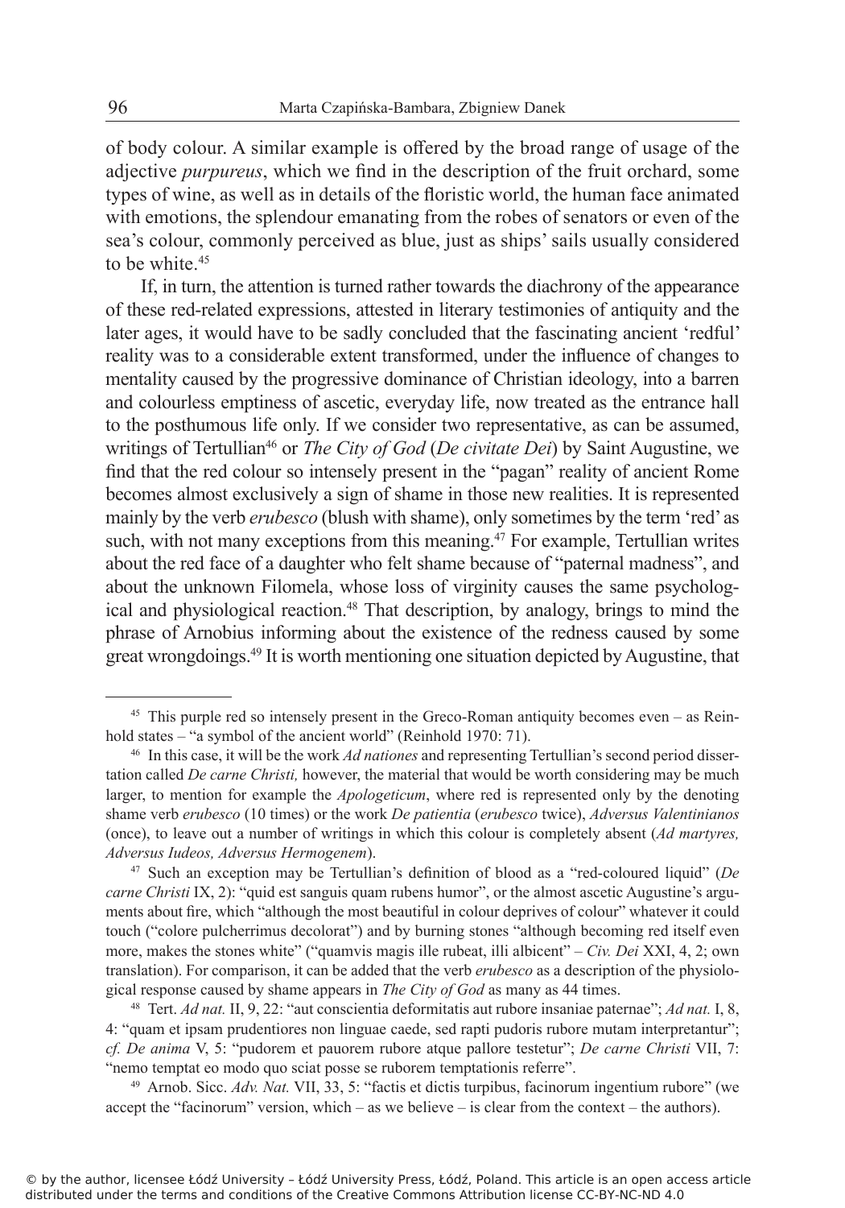of body colour. A similar example is offered by the broad range of usage of the adjective *purpureus*, which we find in the description of the fruit orchard, some types of wine, as well as in details of the floristic world, the human face animated with emotions, the splendour emanating from the robes of senators or even of the sea's colour, commonly perceived as blue, just as ships' sails usually considered to be white.[45]

If, in turn, the attention is turned rather towards the diachrony of the appearance of these red-related expressions, attested in literary testimonies of antiquity and the later ages, it would have to be sadly concluded that the fascinating ancient 'redful' reality was to a considerable extent transformed, under the influence of changes to mentality caused by the progressive dominance of Christian ideology, into a barren and colourless emptiness of ascetic, everyday life, now treated as the entrance hall to the posthumous life only. If we consider two representative, as can be assumed, writings of Tertullian[46] or *The City of God* (*De civitate Dei*) by Saint Augustine, we find that the red colour so intensely present in the "pagan" reality of ancient Rome becomes almost exclusively a sign of shame in those new realities. It is represented mainly by the verb *erubesco* (blush with shame), only sometimes by the term 'red' as such, with not many exceptions from this meaning.[47] For example, Tertullian writes about the red face of a daughter who felt shame because of "paternal madness", and about the unknown Filomela, whose loss of virginity causes the same psychological and physiological reaction.[48] That description, by analogy, brings to mind the phrase of Arnobius informing about the existence of the redness caused by some great wrongdoings.[49] It is worth mentioning one situation depicted by Augustine, that

---

[45] This purple red so intensely present in the Greco-Roman antiquity becomes even – as Reinhold states – "a symbol of the ancient world" (Reinhold 1970: 71).

[46] In this case, it will be the work *Ad nationes* and representing Tertullian's second period dissertation called *De carne Christi,* however, the material that would be worth considering may be much larger, to mention for example the *Apologeticum*, where red is represented only by the denoting shame verb *erubesco* (10 times) or the work *De patientia* (*erubesco* twice), *Adversus Valentinianos* (once), to leave out a number of writings in which this colour is completely absent (*Ad martyres, Adversus Iudeos, Adversus Hermogenem*).

[47] Such an exception may be Tertullian's definition of blood as a "red-coloured liquid" (*De carne Christi* IX, 2): "quid est sanguis quam rubens humor", or the almost ascetic Augustine's arguments about fire, which "although the most beautiful in colour deprives of colour" whatever it could touch ("colore pulcherrimus decolorat") and by burning stones "although becoming red itself even more, makes the stones white" ("quamvis magis ille rubeat, illi albicent" – *Civ. Dei* XXI, 4, 2; own translation). For comparison, it can be added that the verb *erubesco* as a description of the physiological response caused by shame appears in *The City of God* as many as 44 times.

[48] Tert. *Ad nat.* II, 9, 22: "aut conscientia deformitatis aut rubore insaniae paternae"; *Ad nat.* I, 8, 4: "quam et ipsam prudentiores non linguae caede, sed rapti pudoris rubore mutam interpretantur"; *cf. De anima* V, 5: "pudorem et pauorem rubore atque pallore testetur"; *De carne Christi* VII, 7: "nemo temptat eo modo quo sciat posse se ruborem temptationis referre".

[49] Arnob. Sicc. *Adv. Nat.* VII, 33, 5: "factis et dictis turpibus, facinorum ingentium rubore" (we accept the "facinorum" version, which – as we believe – is clear from the context – the authors).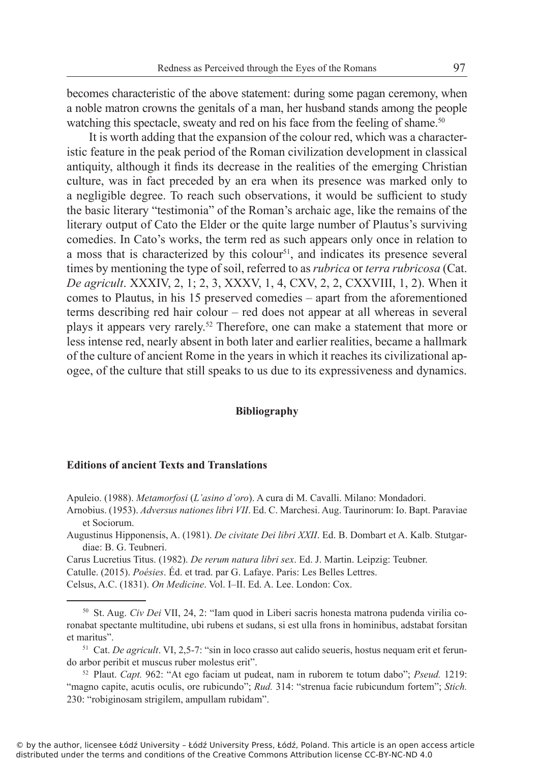becomes characteristic of the above statement: during some pagan ceremony, when a noble matron crowns the genitals of a man, her husband stands among the people watching this spectacle, sweaty and red on his face from the feeling of shame.[50]

It is worth adding that the expansion of the colour red, which was a characteristic feature in the peak period of the Roman civilization development in classical antiquity, although it finds its decrease in the realities of the emerging Christian culture, was in fact preceded by an era when its presence was marked only to a negligible degree. To reach such observations, it would be sufficient to study the basic literary "testimonia" of the Roman's archaic age, like the remains of the literary output of Cato the Elder or the quite large number of Plautus's surviving comedies. In Cato's works, the term red as such appears only once in relation to a moss that is characterized by this colour[51], and indicates its presence several times by mentioning the type of soil, referred to as *rubrica* or *terra rubricosa* (Cat. *De agricult*. XXXIV, 2, 1; 2, 3, XXXV, 1, 4, CXV, 2, 2, CXXVIII, 1, 2). When it comes to Plautus, in his 15 preserved comedies – apart from the aforementioned terms describing red hair colour – red does not appear at all whereas in several plays it appears very rarely.[52] Therefore, one can make a statement that more or less intense red, nearly absent in both later and earlier realities, became a hallmark of the culture of ancient Rome in the years in which it reaches its civilizational apogee, of the culture that still speaks to us due to its expressiveness and dynamics.

## Bibliography

### Editions of ancient Texts and Translations

Apuleio. (1988). *Metamorfosi* (*L'asino d'oro*). A cura di M. Cavalli. Milano: Mondadori.

Arnobius. (1953). *Adversus nationes libri VII*. Ed. C. Marchesi. Aug. Taurinorum: Io. Bapt. Paraviae et Sociorum.

Augustinus Hipponensis, A. (1981). *De civitate Dei libri XXII*. Ed. B. Dombart et A. Kalb. Stutgardiae: B. G. Teubneri.

Carus Lucretius Titus. (1982). *De rerum natura libri sex*. Ed. J. Martin. Leipzig: Teubner.

Catulle. (2015). *Poésies*. Éd. et trad. par G. Lafaye. Paris: Les Belles Lettres.

Celsus, A.C. (1831). *On Medicine*. Vol. I–II. Ed. A. Lee. London: Cox.

---

[50] St. Aug. *Civ Dei* VII, 24, 2: "Iam quod in Liberi sacris honesta matrona pudenda virilia coronabat spectante multitudine, ubi rubens et sudans, si est ulla frons in hominibus, adstabat forsitan et maritus".

[51] Cat. *De agricult*. VI, 2,5-7: "sin in loco crasso aut calido seueris, hostus nequam erit et ferundo arbor peribit et muscus ruber molestus erit".

[52] Plaut. *Capt.* 962: "At ego faciam ut pudeat, nam in ruborem te totum dabo"; *Pseud.* 1219: "magno capite, acutis oculis, ore rubicundo"; *Rud.* 314: "strenua facie rubicundum fortem"; *Stich.* 230: "robiginosam strigilem, ampullam rubidam".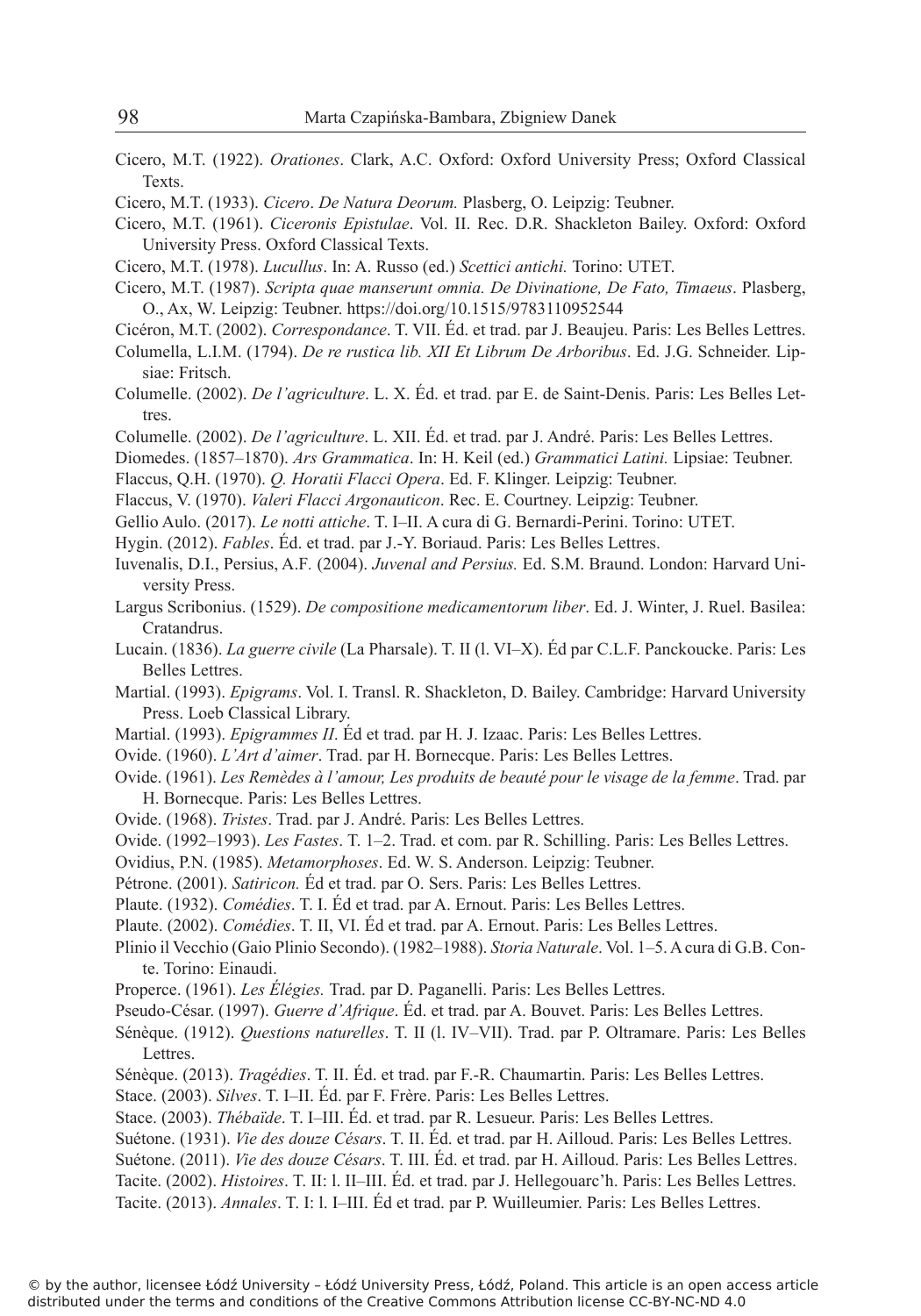Cicero, M.T. (1922). *Orationes*. Clark, A.C. Oxford: Oxford University Press; Oxford Classical Texts.

Cicero, M.T. (1933). *Cicero*. *De Natura Deorum.* Plasberg, O. Leipzig: Teubner.

Cicero, M.T. (1961). *Ciceronis Epistulae*. Vol. II. Rec. D.R. Shackleton Bailey. Oxford: Oxford University Press. Oxford Classical Texts.

Cicero, M.T. (1978). *Lucullus*. In: A. Russo (ed.) *Scettici antichi.* Torino: UTET.

Cicero, M.T. (1987). *Scripta quae manserunt omnia. De Divinatione, De Fato, Timaeus*. Plasberg, O., Ax, W. Leipzig: Teubner. https://doi.org/10.1515/9783110952544

Cicéron, M.T. (2002). *Correspondance*. T. VII. Éd. et trad. par J. Beaujeu. Paris: Les Belles Lettres.

Columella, L.I.M. (1794). *De re rustica lib. XII Et Librum De Arboribus*. Ed. J.G. Schneider. Lipsiae: Fritsch.

Columelle. (2002). *De l'agriculture*. L. X. Éd. et trad. par E. de Saint-Denis. Paris: Les Belles Lettres.

Columelle. (2002). *De l'agriculture*. L. XII. Éd. et trad. par J. André. Paris: Les Belles Lettres.

Diomedes. (1857–1870). *Ars Grammatica*. In: H. Keil (ed.) *Grammatici Latini.* Lipsiae: Teubner.

Flaccus, Q.H. (1970). *Q. Horatii Flacci Opera*. Ed. F. Klinger. Leipzig: Teubner.

Flaccus, V. (1970). *Valeri Flacci Argonauticon*. Rec. E. Courtney. Leipzig: Teubner.

Gellio Aulo. (2017). *Le notti attiche*. T. I–II. A cura di G. Bernardi-Perini. Torino: UTET.

Hygin. (2012). *Fables*. Éd. et trad. par J.-Y. Boriaud. Paris: Les Belles Lettres.

Iuvenalis, D.I., Persius, A.F. (2004). *Juvenal and Persius.* Ed. S.M. Braund. London: Harvard University Press.

Largus Scribonius. (1529). *De compositione medicamentorum liber*. Ed. J. Winter, J. Ruel. Basilea: Cratandrus.

Lucain. (1836). *La guerre civile* (La Pharsale). T. II (l. VI–X). Éd par C.L.F. Panckoucke. Paris: Les Belles Lettres.

Martial. (1993). *Epigrams*. Vol. I. Transl. R. Shackleton, D. Bailey. Cambridge: Harvard University Press. Loeb Classical Library.

Martial. (1993). *Epigrammes II*. Éd et trad. par H. J. Izaac. Paris: Les Belles Lettres.

Ovide. (1960). *L'Art d'aimer*. Trad. par H. Bornecque. Paris: Les Belles Lettres.

Ovide. (1961). *Les Remèdes à l'amour, Les produits de beauté pour le visage de la femme*. Trad. par H. Bornecque. Paris: Les Belles Lettres.

Ovide. (1968). *Tristes*. Trad. par J. André. Paris: Les Belles Lettres.

Ovide. (1992–1993). *Les Fastes*. T. 1–2. Trad. et com. par R. Schilling. Paris: Les Belles Lettres.

Ovidius, P.N. (1985). *Metamorphoses*. Ed. W. S. Anderson. Leipzig: Teubner.

Pétrone. (2001). *Satiricon.* Éd et trad. par O. Sers. Paris: Les Belles Lettres.

Plaute. (1932). *Comédies*. T. I. Éd et trad. par A. Ernout. Paris: Les Belles Lettres.

Plaute. (2002). *Comédies*. T. II, VI. Éd et trad. par A. Ernout. Paris: Les Belles Lettres.

Plinio il Vecchio (Gaio Plinio Secondo). (1982–1988). *Storia Naturale*. Vol. 1–5. A cura di G.B. Conte. Torino: Einaudi.

Properce. (1961). *Les Élégies.* Trad. par D. Paganelli. Paris: Les Belles Lettres.

Pseudo-César. (1997). *Guerre d'Afrique*. Éd. et trad. par A. Bouvet. Paris: Les Belles Lettres.

Sénèque. (1912). *Questions naturelles*. T. II (l. IV–VII). Trad. par P. Oltramare. Paris: Les Belles Lettres.

Sénèque. (2013). *Tragédies*. T. II. Éd. et trad. par F.-R. Chaumartin. Paris: Les Belles Lettres.

Stace. (2003). *Silves*. T. I–II. Éd. par F. Frère. Paris: Les Belles Lettres.

Stace. (2003). *Thébaïde*. T. I–III. Éd. et trad. par R. Lesueur. Paris: Les Belles Lettres.

Suétone. (1931). *Vie des douze Césars*. T. II. Éd. et trad. par H. Ailloud. Paris: Les Belles Lettres.

Suétone. (2011). *Vie des douze Césars*. T. III. Éd. et trad. par H. Ailloud. Paris: Les Belles Lettres.

Tacite. (2002). *Histoires*. T. II: l. II–III. Éd. et trad. par J. Hellegouarc'h. Paris: Les Belles Lettres.

Tacite. (2013). *Annales*. T. I: l. I–III. Éd et trad. par P. Wuilleumier. Paris: Les Belles Lettres.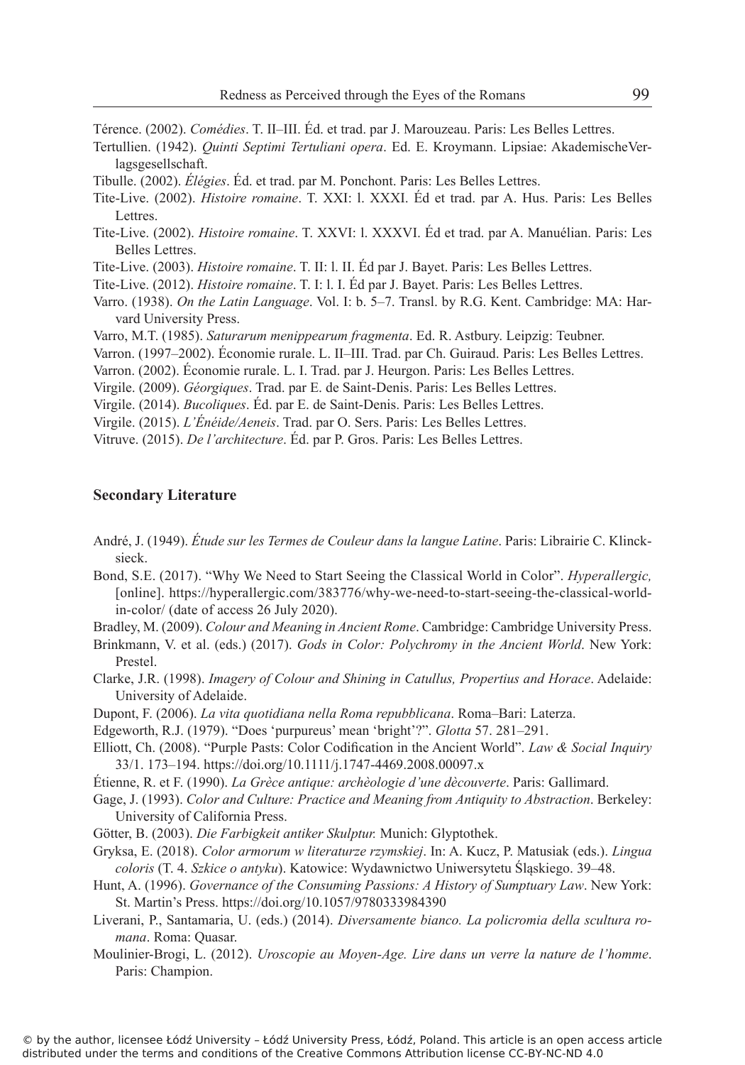Térence. (2002). *Comédies*. T. II–III. Éd. et trad. par J. Marouzeau. Paris: Les Belles Lettres.

Tertullien. (1942). *Quinti Septimi Tertuliani opera*. Ed. E. Kroymann. Lipsiae: AkademischeVerlagsgesellschaft.

Tibulle. (2002). *Élégies*. Éd. et trad. par M. Ponchont. Paris: Les Belles Lettres.

Tite-Live. (2002). *Histoire romaine*. T. XXI: l. XXXI. Éd et trad. par A. Hus. Paris: Les Belles Lettres.

Tite-Live. (2002). *Histoire romaine*. T. XXVI: l. XXXVI. Éd et trad. par A. Manuélian. Paris: Les Belles Lettres.

Tite-Live. (2003). *Histoire romaine*. T. II: l. II. Éd par J. Bayet. Paris: Les Belles Lettres.

Tite-Live. (2012). *Histoire romaine*. T. I: l. I. Éd par J. Bayet. Paris: Les Belles Lettres.

Varro. (1938). *On the Latin Language*. Vol. I: b. 5–7. Transl. by R.G. Kent. Cambridge: MA: Harvard University Press.

Varro, M.T. (1985). *Saturarum menippearum fragmenta*. Ed. R. Astbury. Leipzig: Teubner.

Varron. (1997–2002). Économie rurale. L. II–III. Trad. par Ch. Guiraud. Paris: Les Belles Lettres.

Varron. (2002). Économie rurale. L. I. Trad. par J. Heurgon. Paris: Les Belles Lettres.

Virgile. (2009). *Géorgiques*. Trad. par E. de Saint-Denis. Paris: Les Belles Lettres.

Virgile. (2014). *Bucoliques*. Éd. par E. de Saint-Denis. Paris: Les Belles Lettres.

Virgile. (2015). *L'Énéide/Aeneis*. Trad. par O. Sers. Paris: Les Belles Lettres.

Vitruve. (2015). *De l'architecture*. Éd. par P. Gros. Paris: Les Belles Lettres.

## Secondary Literature

André, J. (1949). *Étude sur les Termes de Couleur dans la langue Latine*. Paris: Librairie C. Klincksieck.

Bond, S.E. (2017). "Why We Need to Start Seeing the Classical World in Color". *Hyperallergic,* [online]. https://hyperallergic.com/383776/why-we-need-to-start-seeing-the-classical-world-in-color/ (date of access 26 July 2020).

Bradley, M. (2009). *Colour and Meaning in Ancient Rome*. Cambridge: Cambridge University Press.

Brinkmann, V. et al. (eds.) (2017). *Gods in Color: Polychromy in the Ancient World*. New York: Prestel.

Clarke, J.R. (1998). *Imagery of Colour and Shining in Catullus, Propertius and Horace*. Adelaide: University of Adelaide.

Dupont, F. (2006). *La vita quotidiana nella Roma repubblicana*. Roma–Bari: Laterza.

Edgeworth, R.J. (1979). "Does 'purpureus' mean 'bright'?". *Glotta* 57. 281–291.

Elliott, Ch. (2008). "Purple Pasts: Color Codification in the Ancient World". *Law & Social Inquiry* 33/1. 173–194. https://doi.org/10.1111/j.1747-4469.2008.00097.x

Étienne, R. et F. (1990). *La Grèce antique: archèologie d'une dècouverte*. Paris: Gallimard.

Gage, J. (1993). *Color and Culture: Practice and Meaning from Antiquity to Abstraction*. Berkeley: University of California Press.

Götter, B. (2003). *Die Farbigkeit antiker Skulptur.* Munich: Glyptothek.

Gryksa, E. (2018). *Color armorum w literaturze rzymskiej*. In: A. Kucz, P. Matusiak (eds.). *Lingua coloris* (T. 4. *Szkice o antyku*). Katowice: Wydawnictwo Uniwersytetu Śląskiego. 39–48.

Hunt, A. (1996). *Governance of the Consuming Passions: A History of Sumptuary Law*. New York: St. Martin's Press. https://doi.org/10.1057/9780333984390

Liverani, P., Santamaria, U. (eds.) (2014). *Diversamente bianco. La policromia della scultura romana*. Roma: Quasar.

Moulinier-Brogi, L. (2012). *Uroscopie au Moyen-Age. Lire dans un verre la nature de l'homme*. Paris: Champion.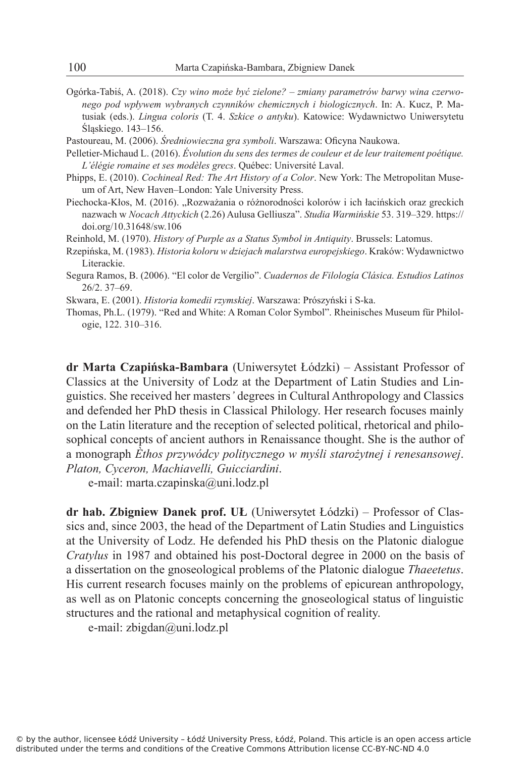Ogórka-Tabiś, A. (2018). *Czy wino może być zielone? – zmiany parametrów barwy wina czerwonego pod wpływem wybranych czynników chemicznych i biologicznych*. In: A. Kucz, P. Matusiak (eds.). *Lingua coloris* (T. 4. *Szkice o antyku*). Katowice: Wydawnictwo Uniwersytetu Śląskiego. 143–156.

Pastoureau, M. (2006). *Średniowieczna gra symboli*. Warszawa: Oficyna Naukowa.

Pelletier-Michaud L. (2016). *Évolution du sens des termes de couleur et de leur traitement poétique. L'élégie romaine et ses modèles grecs*. Québec: Université Laval.

Phipps, E. (2010). *Cochineal Red: The Art History of a Color*. New York: The Metropolitan Museum of Art, New Haven–London: Yale University Press.

Piechocka-Kłos, M. (2016). „Rozważania o różnorodności kolorów i ich łacińskich oraz greckich nazwach w *Nocach Attyckich* (2.26) Aulusa Gelliusza". *Studia Warmińskie* 53. 319–329. https://doi.org/10.31648/sw.106

Reinhold, M. (1970). *History of Purple as a Status Symbol in Antiquity*. Brussels: Latomus.

Rzepińska, M. (1983). *Historia koloru w dziejach malarstwa europejskiego*. Kraków: Wydawnictwo Literackie.

Segura Ramos, B. (2006). "El color de Vergilio". *Cuadernos de Filología Clásica. Estudios Latinos* 26/2. 37–69.

Skwara, E. (2001). *Historia komedii rzymskiej*. Warszawa: Prószyński i S-ka.

Thomas, Ph.L. (1979). "Red and White: A Roman Color Symbol". Rheinisches Museum für Philologie, 122. 310–316.

**dr Marta Czapińska-Bambara** (Uniwersytet Łódzki) – Assistant Professor of Classics at the University of Lodz at the Department of Latin Studies and Linguistics. She received her masters' degrees in Cultural Anthropology and Classics and defended her PhD thesis in Classical Philology. Her research focuses mainly on the Latin literature and the reception of selected political, rhetorical and philosophical concepts of ancient authors in Renaissance thought. She is the author of a monograph *Èthos przywódcy politycznego w myśli starożytnej i renesansowej. Platon, Cyceron, Machiavelli, Guicciardini*.

e-mail: marta.czapinska@uni.lodz.pl

**dr hab. Zbigniew Danek prof. UŁ** (Uniwersytet Łódzki) – Professor of Classics and, since 2003, the head of the Department of Latin Studies and Linguistics at the University of Lodz. He defended his PhD thesis on the Platonic dialogue *Cratylus* in 1987 and obtained his post-Doctoral degree in 2000 on the basis of a dissertation on the gnoseological problems of the Platonic dialogue *Thaeetetus*. His current research focuses mainly on the problems of epicurean anthropology, as well as on Platonic concepts concerning the gnoseological status of linguistic structures and the rational and metaphysical cognition of reality.

e-mail: zbigdan@uni.lodz.pl

© by the author, licensee Łódź University – Łódź University Press, Łódź, Poland. This article is an open access article distributed under the terms and conditions of the Creative Commons Attribution license CC-BY-NC-ND 4.0